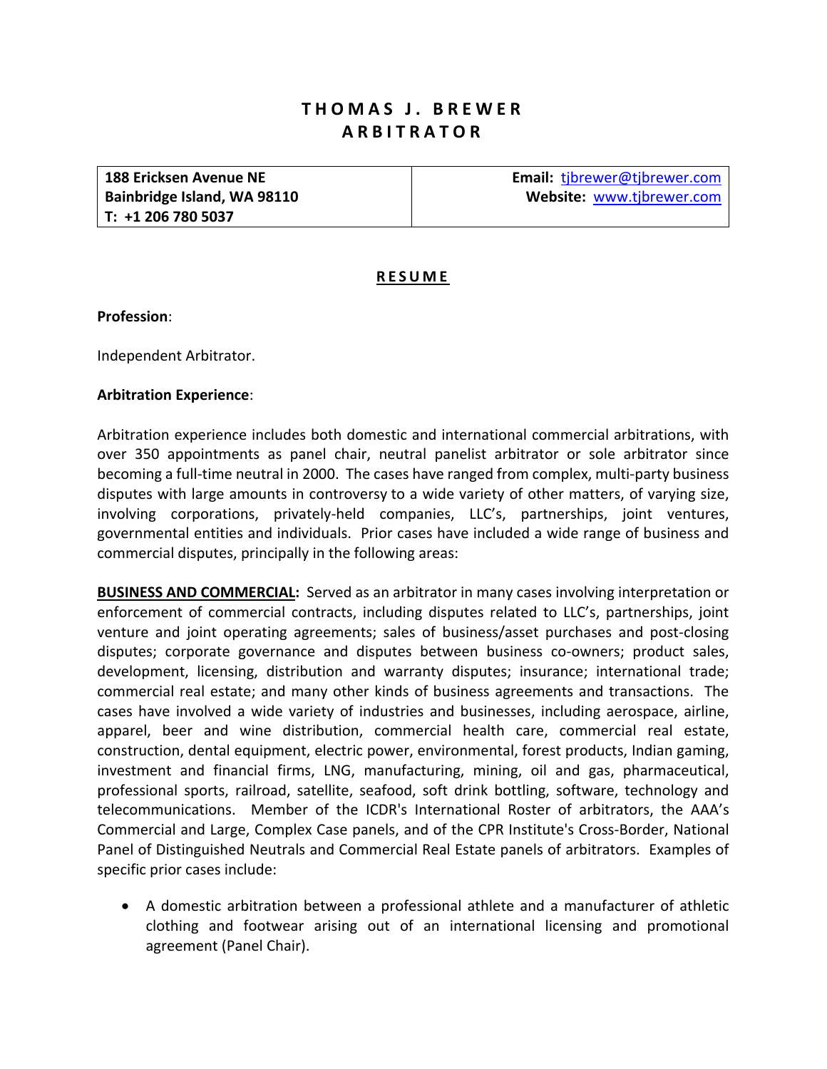# THOMAS J. BREWER
# ARBITRATOR

| 188 Ericksen Avenue NE<br>Bainbridge Island, WA 98110<br>T: +1 206 780 5037 | Email: tjbrewer@tjbrewer.com<br>Website: www.tjbrewer.com |
|---|---|

## RESUME

**Profession**:

Independent Arbitrator.

**Arbitration Experience**:

Arbitration experience includes both domestic and international commercial arbitrations, with over 350 appointments as panel chair, neutral panelist arbitrator or sole arbitrator since becoming a full-time neutral in 2000. The cases have ranged from complex, multi-party business disputes with large amounts in controversy to a wide variety of other matters, of varying size, involving corporations, privately-held companies, LLC's, partnerships, joint ventures, governmental entities and individuals. Prior cases have included a wide range of business and commercial disputes, principally in the following areas:

**BUSINESS AND COMMERCIAL:** Served as an arbitrator in many cases involving interpretation or enforcement of commercial contracts, including disputes related to LLC's, partnerships, joint venture and joint operating agreements; sales of business/asset purchases and post-closing disputes; corporate governance and disputes between business co-owners; product sales, development, licensing, distribution and warranty disputes; insurance; international trade; commercial real estate; and many other kinds of business agreements and transactions. The cases have involved a wide variety of industries and businesses, including aerospace, airline, apparel, beer and wine distribution, commercial health care, commercial real estate, construction, dental equipment, electric power, environmental, forest products, Indian gaming, investment and financial firms, LNG, manufacturing, mining, oil and gas, pharmaceutical, professional sports, railroad, satellite, seafood, soft drink bottling, software, technology and telecommunications. Member of the ICDR's International Roster of arbitrators, the AAA's Commercial and Large, Complex Case panels, and of the CPR Institute's Cross-Border, National Panel of Distinguished Neutrals and Commercial Real Estate panels of arbitrators. Examples of specific prior cases include:

- A domestic arbitration between a professional athlete and a manufacturer of athletic clothing and footwear arising out of an international licensing and promotional agreement (Panel Chair).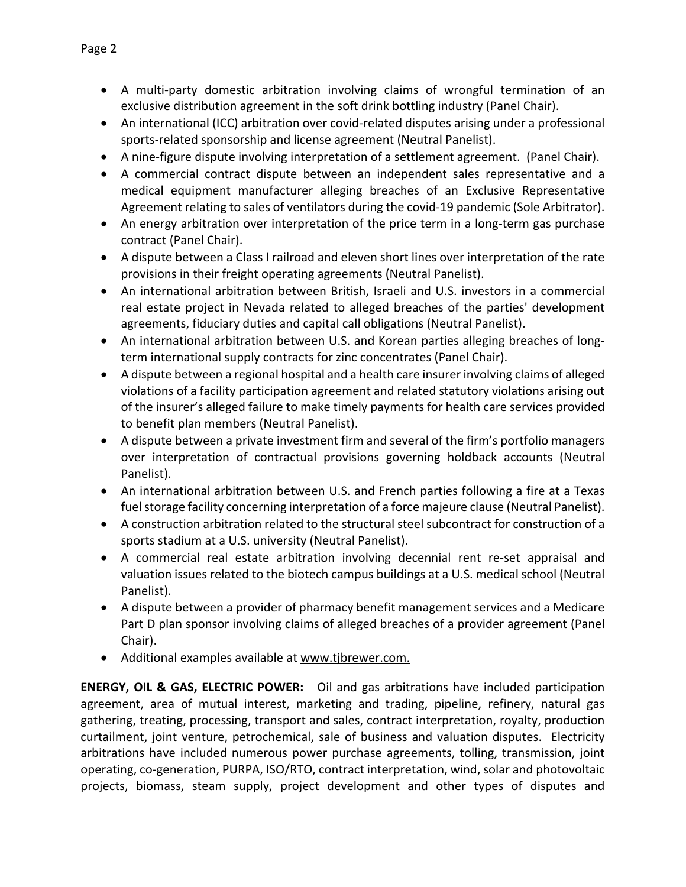- A multi-party domestic arbitration involving claims of wrongful termination of an exclusive distribution agreement in the soft drink bottling industry (Panel Chair).
- An international (ICC) arbitration over covid-related disputes arising under a professional sports-related sponsorship and license agreement (Neutral Panelist).
- A nine-figure dispute involving interpretation of a settlement agreement. (Panel Chair).
- A commercial contract dispute between an independent sales representative and a medical equipment manufacturer alleging breaches of an Exclusive Representative Agreement relating to sales of ventilators during the covid-19 pandemic (Sole Arbitrator).
- An energy arbitration over interpretation of the price term in a long-term gas purchase contract (Panel Chair).
- A dispute between a Class I railroad and eleven short lines over interpretation of the rate provisions in their freight operating agreements (Neutral Panelist).
- An international arbitration between British, Israeli and U.S. investors in a commercial real estate project in Nevada related to alleged breaches of the parties' development agreements, fiduciary duties and capital call obligations (Neutral Panelist).
- An international arbitration between U.S. and Korean parties alleging breaches of long-term international supply contracts for zinc concentrates (Panel Chair).
- A dispute between a regional hospital and a health care insurer involving claims of alleged violations of a facility participation agreement and related statutory violations arising out of the insurer's alleged failure to make timely payments for health care services provided to benefit plan members (Neutral Panelist).
- A dispute between a private investment firm and several of the firm's portfolio managers over interpretation of contractual provisions governing holdback accounts (Neutral Panelist).
- An international arbitration between U.S. and French parties following a fire at a Texas fuel storage facility concerning interpretation of a force majeure clause (Neutral Panelist).
- A construction arbitration related to the structural steel subcontract for construction of a sports stadium at a U.S. university (Neutral Panelist).
- A commercial real estate arbitration involving decennial rent re-set appraisal and valuation issues related to the biotech campus buildings at a U.S. medical school (Neutral Panelist).
- A dispute between a provider of pharmacy benefit management services and a Medicare Part D plan sponsor involving claims of alleged breaches of a provider agreement (Panel Chair).
- Additional examples available at www.tjbrewer.com.

**ENERGY, OIL & GAS, ELECTRIC POWER:** Oil and gas arbitrations have included participation agreement, area of mutual interest, marketing and trading, pipeline, refinery, natural gas gathering, treating, processing, transport and sales, contract interpretation, royalty, production curtailment, joint venture, petrochemical, sale of business and valuation disputes. Electricity arbitrations have included numerous power purchase agreements, tolling, transmission, joint operating, co-generation, PURPA, ISO/RTO, contract interpretation, wind, solar and photovoltaic projects, biomass, steam supply, project development and other types of disputes and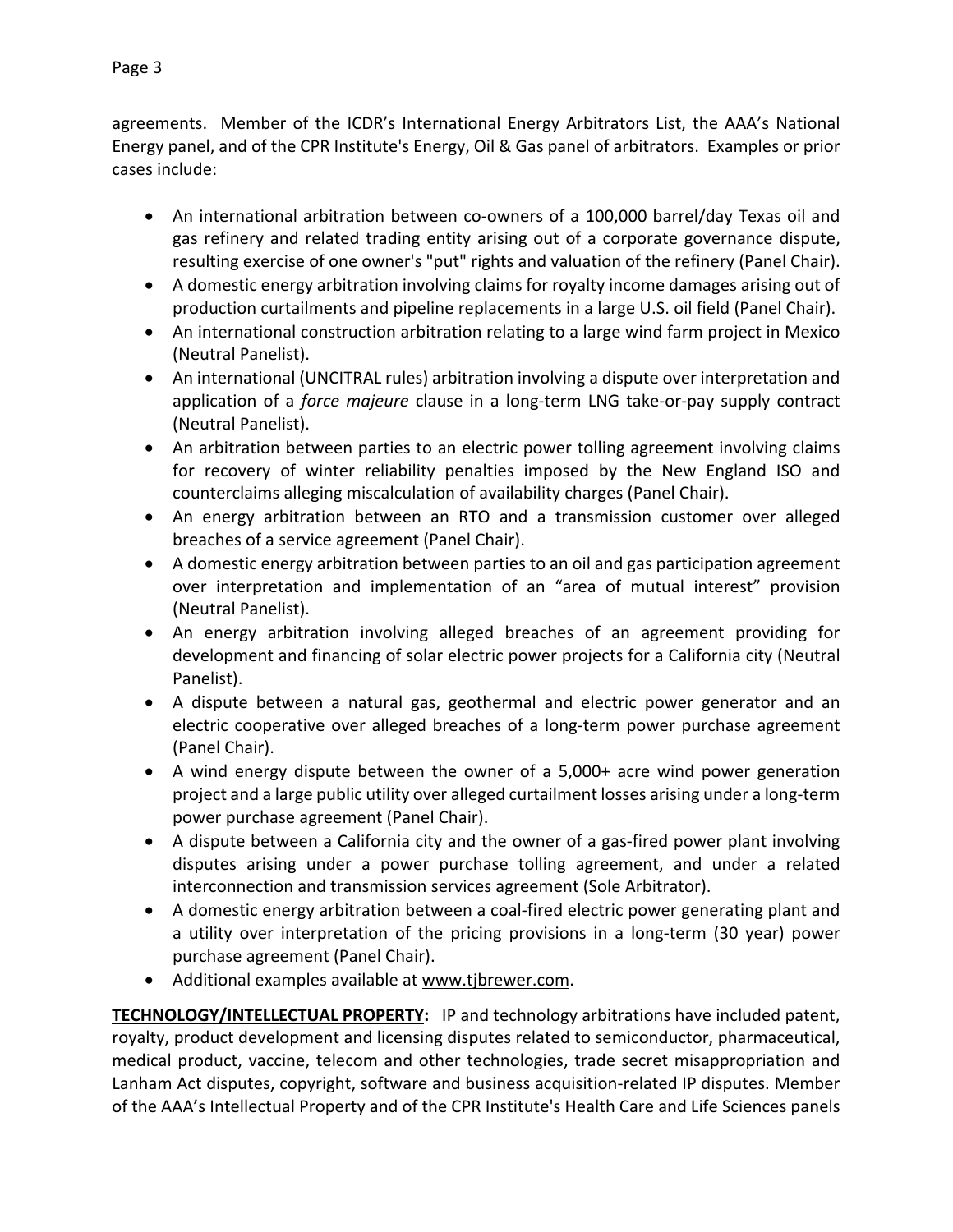agreements. Member of the ICDR's International Energy Arbitrators List, the AAA's National Energy panel, and of the CPR Institute's Energy, Oil & Gas panel of arbitrators. Examples or prior cases include:

- An international arbitration between co-owners of a 100,000 barrel/day Texas oil and gas refinery and related trading entity arising out of a corporate governance dispute, resulting exercise of one owner's "put" rights and valuation of the refinery (Panel Chair).
- A domestic energy arbitration involving claims for royalty income damages arising out of production curtailments and pipeline replacements in a large U.S. oil field (Panel Chair).
- An international construction arbitration relating to a large wind farm project in Mexico (Neutral Panelist).
- An international (UNCITRAL rules) arbitration involving a dispute over interpretation and application of a *force majeure* clause in a long-term LNG take-or-pay supply contract (Neutral Panelist).
- An arbitration between parties to an electric power tolling agreement involving claims for recovery of winter reliability penalties imposed by the New England ISO and counterclaims alleging miscalculation of availability charges (Panel Chair).
- An energy arbitration between an RTO and a transmission customer over alleged breaches of a service agreement (Panel Chair).
- A domestic energy arbitration between parties to an oil and gas participation agreement over interpretation and implementation of an "area of mutual interest" provision (Neutral Panelist).
- An energy arbitration involving alleged breaches of an agreement providing for development and financing of solar electric power projects for a California city (Neutral Panelist).
- A dispute between a natural gas, geothermal and electric power generator and an electric cooperative over alleged breaches of a long-term power purchase agreement (Panel Chair).
- A wind energy dispute between the owner of a 5,000+ acre wind power generation project and a large public utility over alleged curtailment losses arising under a long-term power purchase agreement (Panel Chair).
- A dispute between a California city and the owner of a gas-fired power plant involving disputes arising under a power purchase tolling agreement, and under a related interconnection and transmission services agreement (Sole Arbitrator).
- A domestic energy arbitration between a coal-fired electric power generating plant and a utility over interpretation of the pricing provisions in a long-term (30 year) power purchase agreement (Panel Chair).
- Additional examples available at www.tjbrewer.com.

**TECHNOLOGY/INTELLECTUAL PROPERTY:** IP and technology arbitrations have included patent, royalty, product development and licensing disputes related to semiconductor, pharmaceutical, medical product, vaccine, telecom and other technologies, trade secret misappropriation and Lanham Act disputes, copyright, software and business acquisition-related IP disputes. Member of the AAA's Intellectual Property and of the CPR Institute's Health Care and Life Sciences panels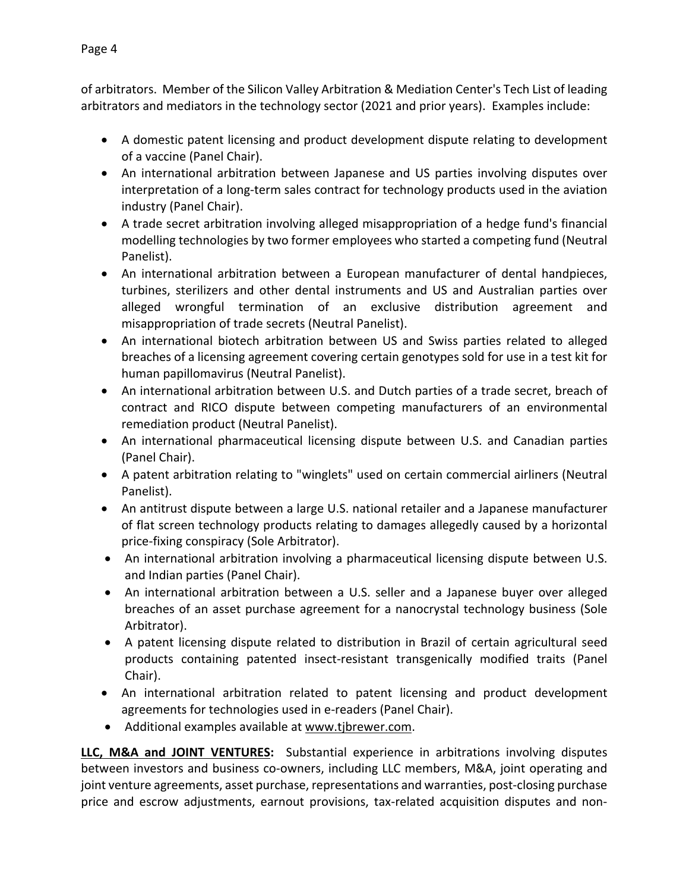of arbitrators. Member of the Silicon Valley Arbitration & Mediation Center's Tech List of leading arbitrators and mediators in the technology sector (2021 and prior years). Examples include:

- A domestic patent licensing and product development dispute relating to development of a vaccine (Panel Chair).
- An international arbitration between Japanese and US parties involving disputes over interpretation of a long-term sales contract for technology products used in the aviation industry (Panel Chair).
- A trade secret arbitration involving alleged misappropriation of a hedge fund's financial modelling technologies by two former employees who started a competing fund (Neutral Panelist).
- An international arbitration between a European manufacturer of dental handpieces, turbines, sterilizers and other dental instruments and US and Australian parties over alleged wrongful termination of an exclusive distribution agreement and misappropriation of trade secrets (Neutral Panelist).
- An international biotech arbitration between US and Swiss parties related to alleged breaches of a licensing agreement covering certain genotypes sold for use in a test kit for human papillomavirus (Neutral Panelist).
- An international arbitration between U.S. and Dutch parties of a trade secret, breach of contract and RICO dispute between competing manufacturers of an environmental remediation product (Neutral Panelist).
- An international pharmaceutical licensing dispute between U.S. and Canadian parties (Panel Chair).
- A patent arbitration relating to "winglets" used on certain commercial airliners (Neutral Panelist).
- An antitrust dispute between a large U.S. national retailer and a Japanese manufacturer of flat screen technology products relating to damages allegedly caused by a horizontal price-fixing conspiracy (Sole Arbitrator).
- An international arbitration involving a pharmaceutical licensing dispute between U.S. and Indian parties (Panel Chair).
- An international arbitration between a U.S. seller and a Japanese buyer over alleged breaches of an asset purchase agreement for a nanocrystal technology business (Sole Arbitrator).
- A patent licensing dispute related to distribution in Brazil of certain agricultural seed products containing patented insect-resistant transgenically modified traits (Panel Chair).
- An international arbitration related to patent licensing and product development agreements for technologies used in e-readers (Panel Chair).
- Additional examples available at www.tjbrewer.com.

**LLC, M&A and JOINT VENTURES:** Substantial experience in arbitrations involving disputes between investors and business co-owners, including LLC members, M&A, joint operating and joint venture agreements, asset purchase, representations and warranties, post-closing purchase price and escrow adjustments, earnout provisions, tax-related acquisition disputes and non-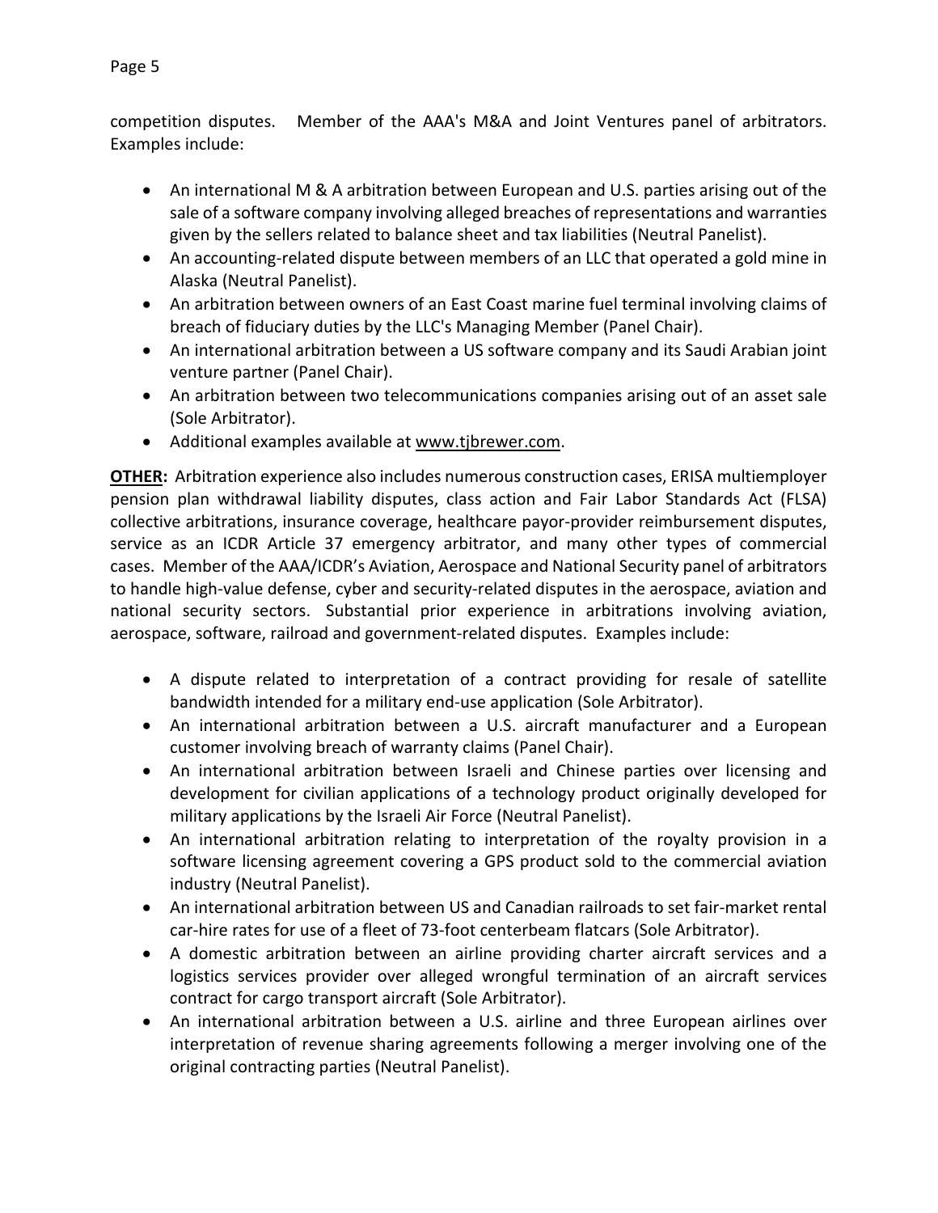competition disputes. Member of the AAA's M&A and Joint Ventures panel of arbitrators. Examples include:

- An international M & A arbitration between European and U.S. parties arising out of the sale of a software company involving alleged breaches of representations and warranties given by the sellers related to balance sheet and tax liabilities (Neutral Panelist).
- An accounting-related dispute between members of an LLC that operated a gold mine in Alaska (Neutral Panelist).
- An arbitration between owners of an East Coast marine fuel terminal involving claims of breach of fiduciary duties by the LLC's Managing Member (Panel Chair).
- An international arbitration between a US software company and its Saudi Arabian joint venture partner (Panel Chair).
- An arbitration between two telecommunications companies arising out of an asset sale (Sole Arbitrator).
- Additional examples available at www.tjbrewer.com.

**OTHER:** Arbitration experience also includes numerous construction cases, ERISA multiemployer pension plan withdrawal liability disputes, class action and Fair Labor Standards Act (FLSA) collective arbitrations, insurance coverage, healthcare payor-provider reimbursement disputes, service as an ICDR Article 37 emergency arbitrator, and many other types of commercial cases. Member of the AAA/ICDR's Aviation, Aerospace and National Security panel of arbitrators to handle high-value defense, cyber and security-related disputes in the aerospace, aviation and national security sectors. Substantial prior experience in arbitrations involving aviation, aerospace, software, railroad and government-related disputes. Examples include:

- A dispute related to interpretation of a contract providing for resale of satellite bandwidth intended for a military end-use application (Sole Arbitrator).
- An international arbitration between a U.S. aircraft manufacturer and a European customer involving breach of warranty claims (Panel Chair).
- An international arbitration between Israeli and Chinese parties over licensing and development for civilian applications of a technology product originally developed for military applications by the Israeli Air Force (Neutral Panelist).
- An international arbitration relating to interpretation of the royalty provision in a software licensing agreement covering a GPS product sold to the commercial aviation industry (Neutral Panelist).
- An international arbitration between US and Canadian railroads to set fair-market rental car-hire rates for use of a fleet of 73-foot centerbeam flatcars (Sole Arbitrator).
- A domestic arbitration between an airline providing charter aircraft services and a logistics services provider over alleged wrongful termination of an aircraft services contract for cargo transport aircraft (Sole Arbitrator).
- An international arbitration between a U.S. airline and three European airlines over interpretation of revenue sharing agreements following a merger involving one of the original contracting parties (Neutral Panelist).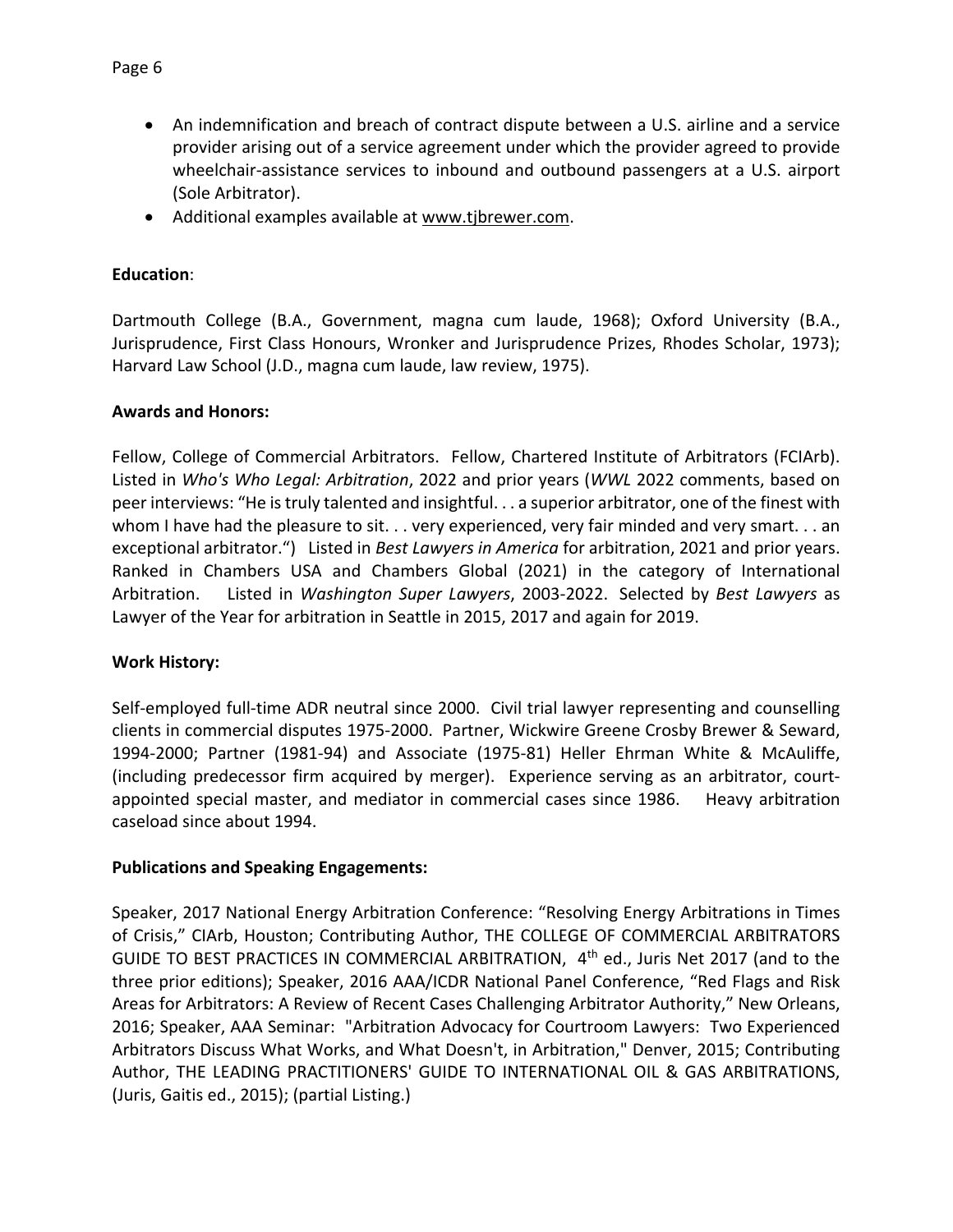- An indemnification and breach of contract dispute between a U.S. airline and a service provider arising out of a service agreement under which the provider agreed to provide wheelchair-assistance services to inbound and outbound passengers at a U.S. airport (Sole Arbitrator).
- Additional examples available at www.tjbrewer.com.

**Education**:

Dartmouth College (B.A., Government, magna cum laude, 1968); Oxford University (B.A., Jurisprudence, First Class Honours, Wronker and Jurisprudence Prizes, Rhodes Scholar, 1973); Harvard Law School (J.D., magna cum laude, law review, 1975).

**Awards and Honors:**

Fellow, College of Commercial Arbitrators. Fellow, Chartered Institute of Arbitrators (FCIArb). Listed in *Who's Who Legal: Arbitration*, 2022 and prior years (*WWL* 2022 comments, based on peer interviews: "He is truly talented and insightful. . . a superior arbitrator, one of the finest with whom I have had the pleasure to sit. . . very experienced, very fair minded and very smart. . . an exceptional arbitrator.") Listed in *Best Lawyers in America* for arbitration, 2021 and prior years. Ranked in Chambers USA and Chambers Global (2021) in the category of International Arbitration. Listed in *Washington Super Lawyers*, 2003-2022. Selected by *Best Lawyers* as Lawyer of the Year for arbitration in Seattle in 2015, 2017 and again for 2019.

**Work History:**

Self-employed full-time ADR neutral since 2000. Civil trial lawyer representing and counselling clients in commercial disputes 1975-2000. Partner, Wickwire Greene Crosby Brewer & Seward, 1994-2000; Partner (1981-94) and Associate (1975-81) Heller Ehrman White & McAuliffe, (including predecessor firm acquired by merger). Experience serving as an arbitrator, court-appointed special master, and mediator in commercial cases since 1986. Heavy arbitration caseload since about 1994.

**Publications and Speaking Engagements:**

Speaker, 2017 National Energy Arbitration Conference: "Resolving Energy Arbitrations in Times of Crisis," CIArb, Houston; Contributing Author, THE COLLEGE OF COMMERCIAL ARBITRATORS GUIDE TO BEST PRACTICES IN COMMERCIAL ARBITRATION, 4th ed., Juris Net 2017 (and to the three prior editions); Speaker, 2016 AAA/ICDR National Panel Conference, "Red Flags and Risk Areas for Arbitrators: A Review of Recent Cases Challenging Arbitrator Authority," New Orleans, 2016; Speaker, AAA Seminar: "Arbitration Advocacy for Courtroom Lawyers: Two Experienced Arbitrators Discuss What Works, and What Doesn't, in Arbitration," Denver, 2015; Contributing Author, THE LEADING PRACTITIONERS' GUIDE TO INTERNATIONAL OIL & GAS ARBITRATIONS, (Juris, Gaitis ed., 2015); (partial Listing.)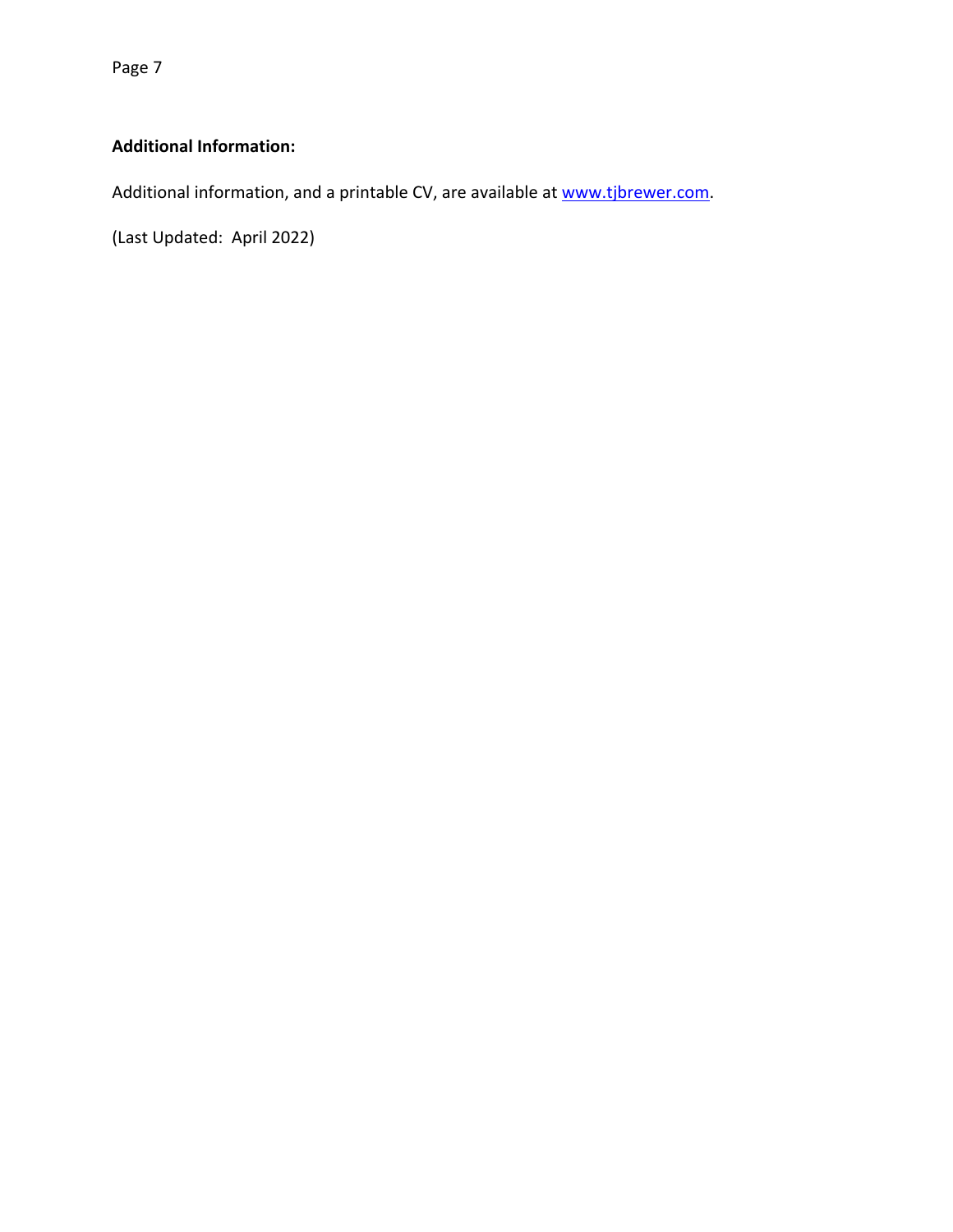**Additional Information:**

Additional information, and a printable CV, are available at [www.tjbrewer.com](http://www.tjbrewer.com).

(Last Updated:  April 2022)